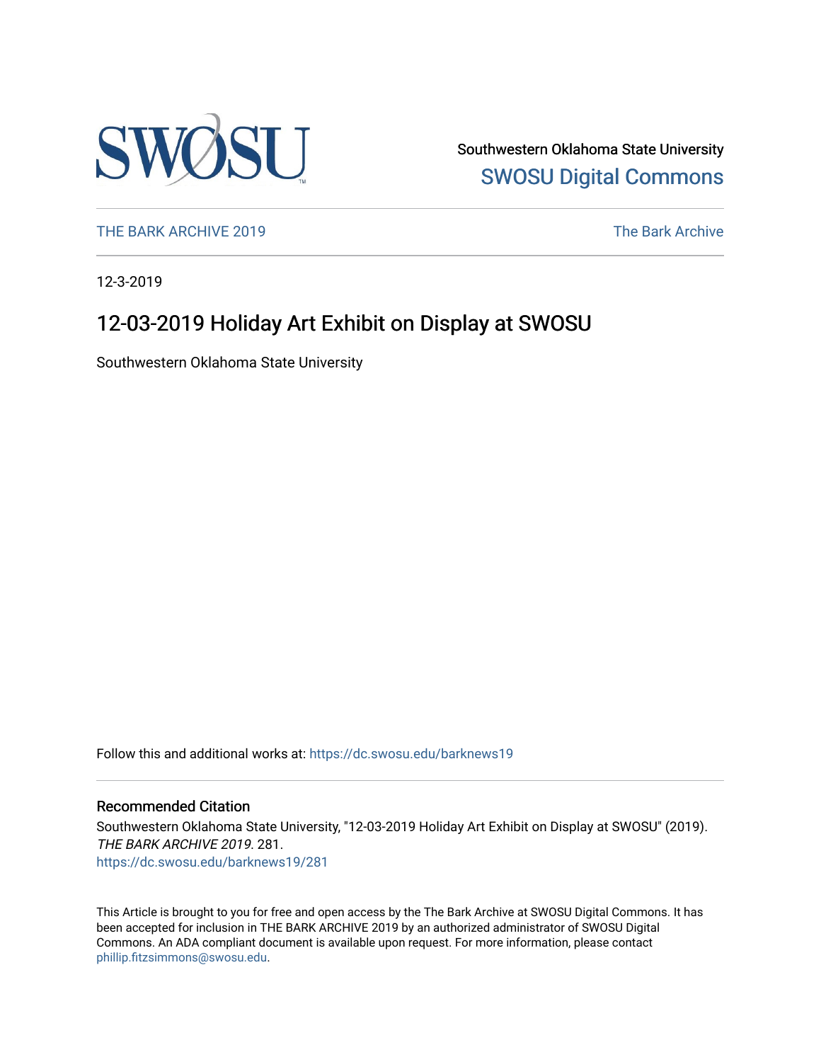Southwestern Oklahoma State University
SWOSU Digital Commons

THE BARK ARCHIVE 2019 | The Bark Archive

12-3-2019

# 12-03-2019 Holiday Art Exhibit on Display at SWOSU

Southwestern Oklahoma State University

Follow this and additional works at: https://dc.swosu.edu/barknews19

## Recommended Citation

Southwestern Oklahoma State University, "12-03-2019 Holiday Art Exhibit on Display at SWOSU" (2019). *THE BARK ARCHIVE 2019*. 281.
https://dc.swosu.edu/barknews19/281

This Article is brought to you for free and open access by the The Bark Archive at SWOSU Digital Commons. It has been accepted for inclusion in THE BARK ARCHIVE 2019 by an authorized administrator of SWOSU Digital Commons. An ADA compliant document is available upon request. For more information, please contact phillip.fitzsimmons@swosu.edu.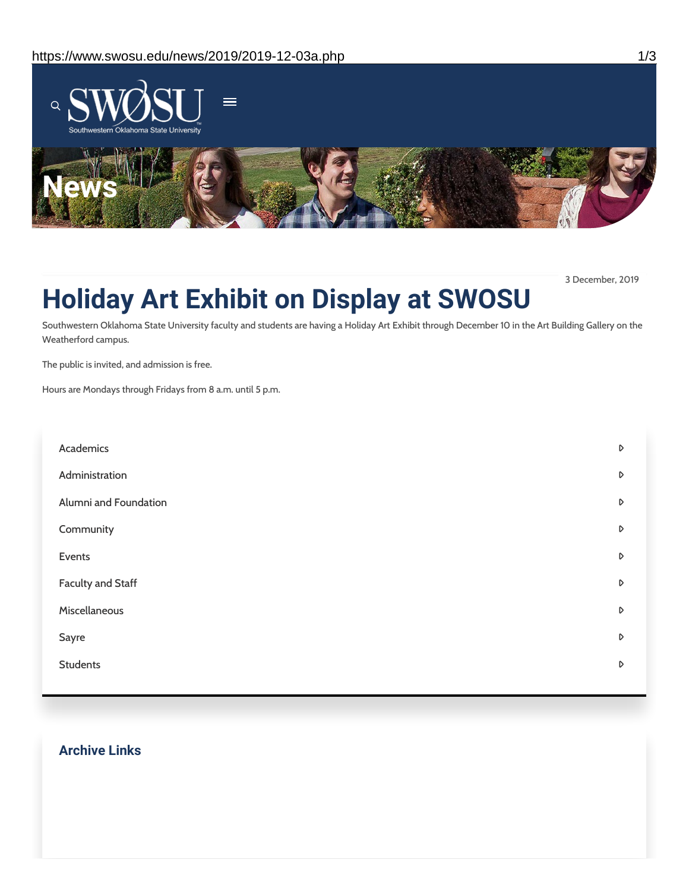**News**

3 December, 2019

# Holiday Art Exhibit on Display at SWOSU

Southwestern Oklahoma State University faculty and students are having a Holiday Art Exhibit through December 10 in the Art Building Gallery on the Weatherford campus.

The public is invited, and admission is free.

Hours are Mondays through Fridays from 8 a.m. until 5 p.m.

- Academics
- Administration
- Alumni and Foundation
- Community
- Events
- Faculty and Staff
- Miscellaneous
- Sayre
- Students

## Archive Links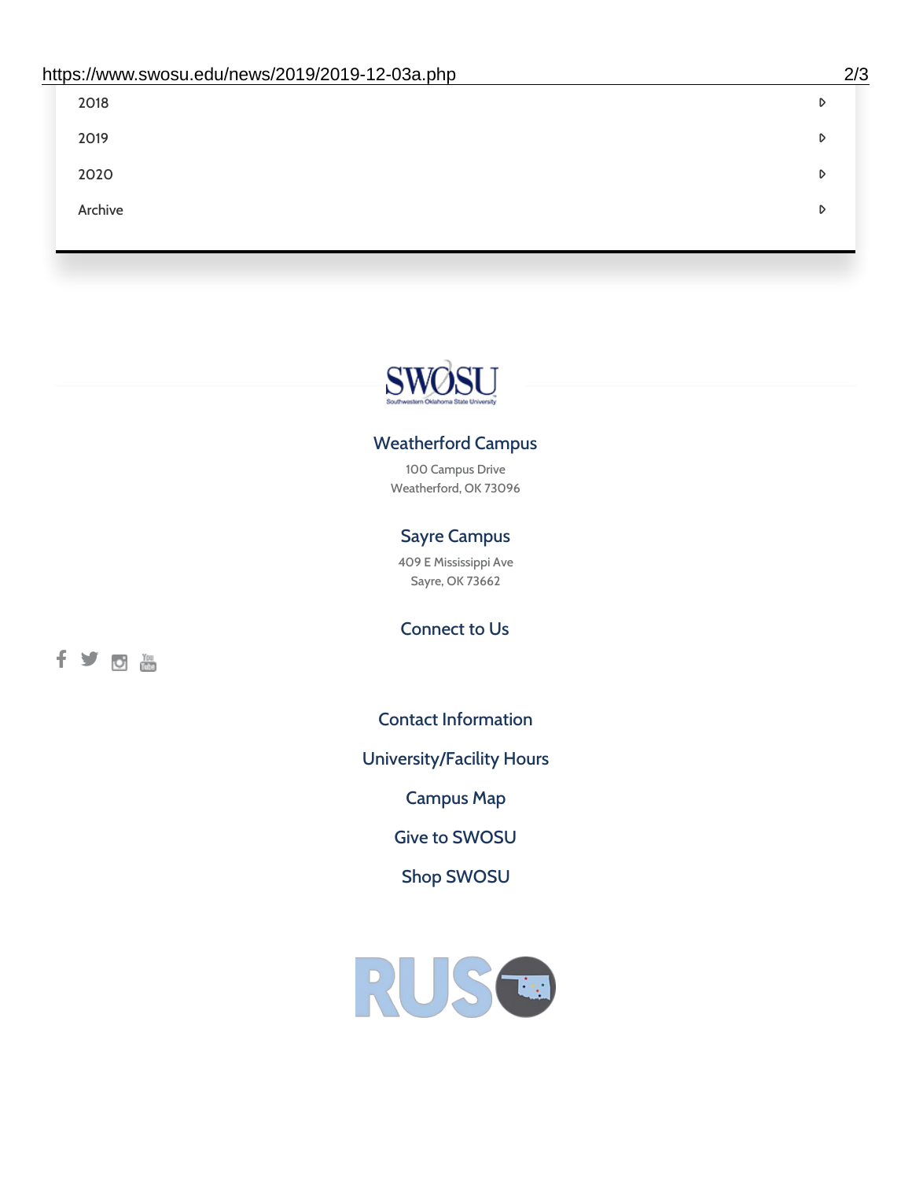2018

2019

2020

Archive

SWOSU

Southwestern Oklahoma State University

### Weatherford Campus

100 Campus Drive
Weatherford, OK 73096

### Sayre Campus

409 E Mississippi Ave
Sayre, OK 73662

### Connect to Us

Contact Information

University/Facility Hours

Campus Map

Give to SWOSU

Shop SWOSU

RUSO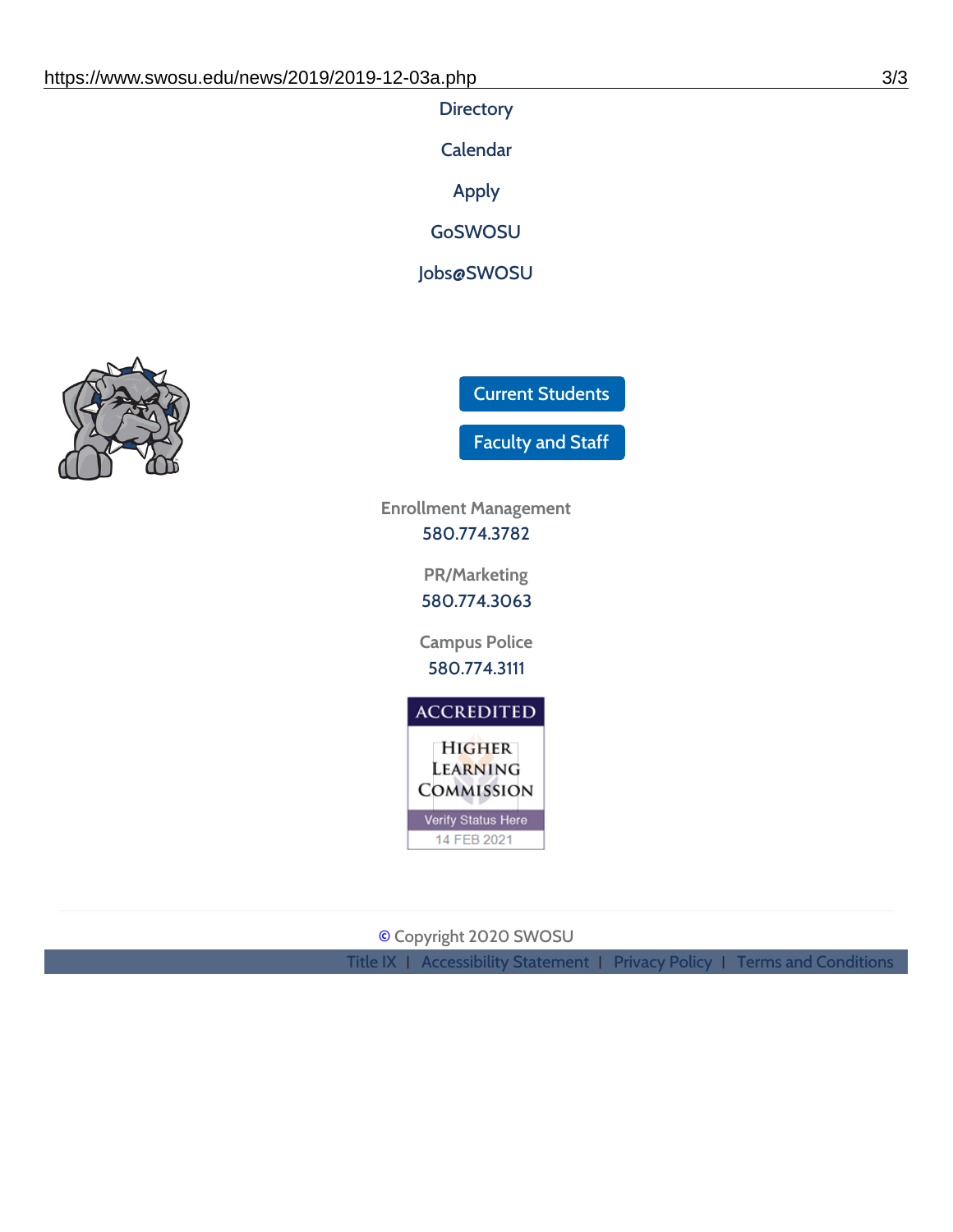Directory

Calendar

Apply

GoSWOSU

Jobs@SWOSU

Current Students

Faculty and Staff

Enrollment Management
580.774.3782

PR/Marketing
580.774.3063

Campus Police
580.774.3111

ACCREDITED
HIGHER LEARNING COMMISSION
Verify Status Here
14 FEB 2021

© Copyright 2020 SWOSU

Title IX | Accessibility Statement | Privacy Policy | Terms and Conditions